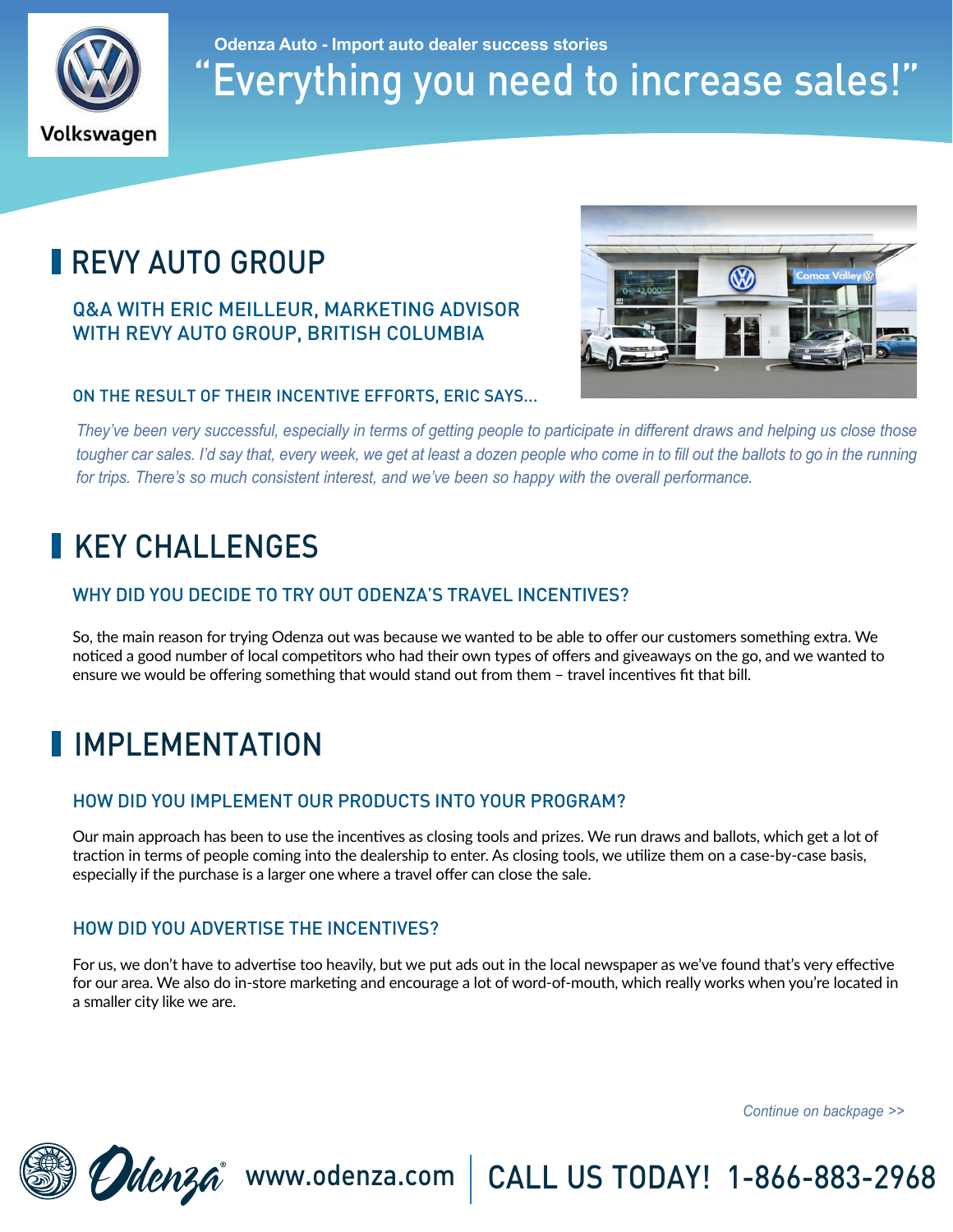Odenza Auto - Import auto dealer success stories

# "Everything you need to increase sales!"

## REVY AUTO GROUP

### Q&A WITH ERIC MEILLEUR, MARKETING ADVISOR WITH REVY AUTO GROUP, BRITISH COLUMBIA

### ON THE RESULT OF THEIR INCENTIVE EFFORTS, ERIC SAYS...

*They've been very successful, especially in terms of getting people to participate in different draws and helping us close those tougher car sales. I'd say that, every week, we get at least a dozen people who come in to fill out the ballots to go in the running for trips. There's so much consistent interest, and we've been so happy with the overall performance.*

## KEY CHALLENGES

### WHY DID YOU DECIDE TO TRY OUT ODENZA'S TRAVEL INCENTIVES?

So, the main reason for trying Odenza out was because we wanted to be able to offer our customers something extra. We noticed a good number of local competitors who had their own types of offers and giveaways on the go, and we wanted to ensure we would be offering something that would stand out from them – travel incentives fit that bill.

## IMPLEMENTATION

### HOW DID YOU IMPLEMENT OUR PRODUCTS INTO YOUR PROGRAM?

Our main approach has been to use the incentives as closing tools and prizes. We run draws and ballots, which get a lot of traction in terms of people coming into the dealership to enter. As closing tools, we utilize them on a case-by-case basis, especially if the purchase is a larger one where a travel offer can close the sale.

### HOW DID YOU ADVERTISE THE INCENTIVES?

For us, we don't have to advertise too heavily, but we put ads out in the local newspaper as we've found that's very effective for our area. We also do in-store marketing and encourage a lot of word-of-mouth, which really works when you're located in a smaller city like we are.

*Continue on backpage >>*

Odenza® www.odenza.com | CALL US TODAY! 1-866-883-2968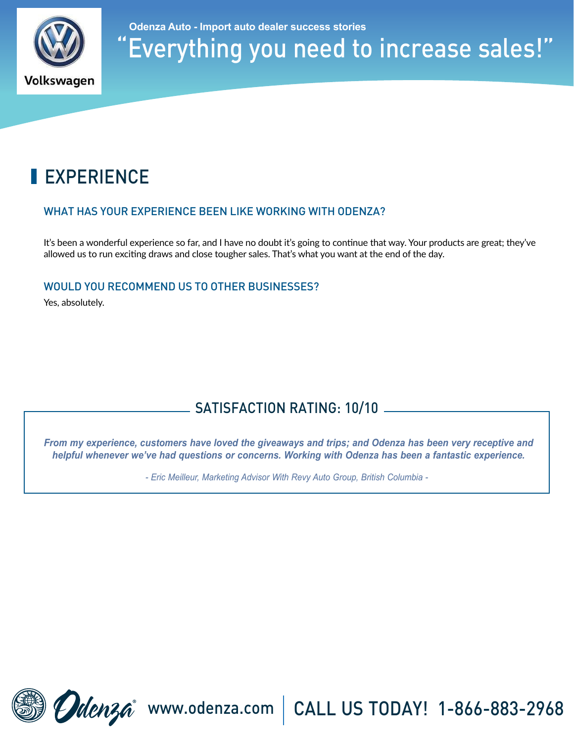Volkswagen

**Odenza Auto - Import auto dealer success stories**

# "Everything you need to increase sales!"

## EXPERIENCE

### WHAT HAS YOUR EXPERIENCE BEEN LIKE WORKING WITH ODENZA?

It's been a wonderful experience so far, and I have no doubt it's going to continue that way. Your products are great; they've allowed us to run exciting draws and close tougher sales. That's what you want at the end of the day.

### WOULD YOU RECOMMEND US TO OTHER BUSINESSES?

Yes, absolutely.

## SATISFACTION RATING: 10/10

***From my experience, customers have loved the giveaways and trips; and Odenza has been very receptive and helpful whenever we've had questions or concerns. Working with Odenza has been a fantastic experience.***

*- Eric Meilleur, Marketing Advisor With Revy Auto Group, British Columbia -*

Odenza® www.odenza.com | CALL US TODAY! 1-866-883-2968